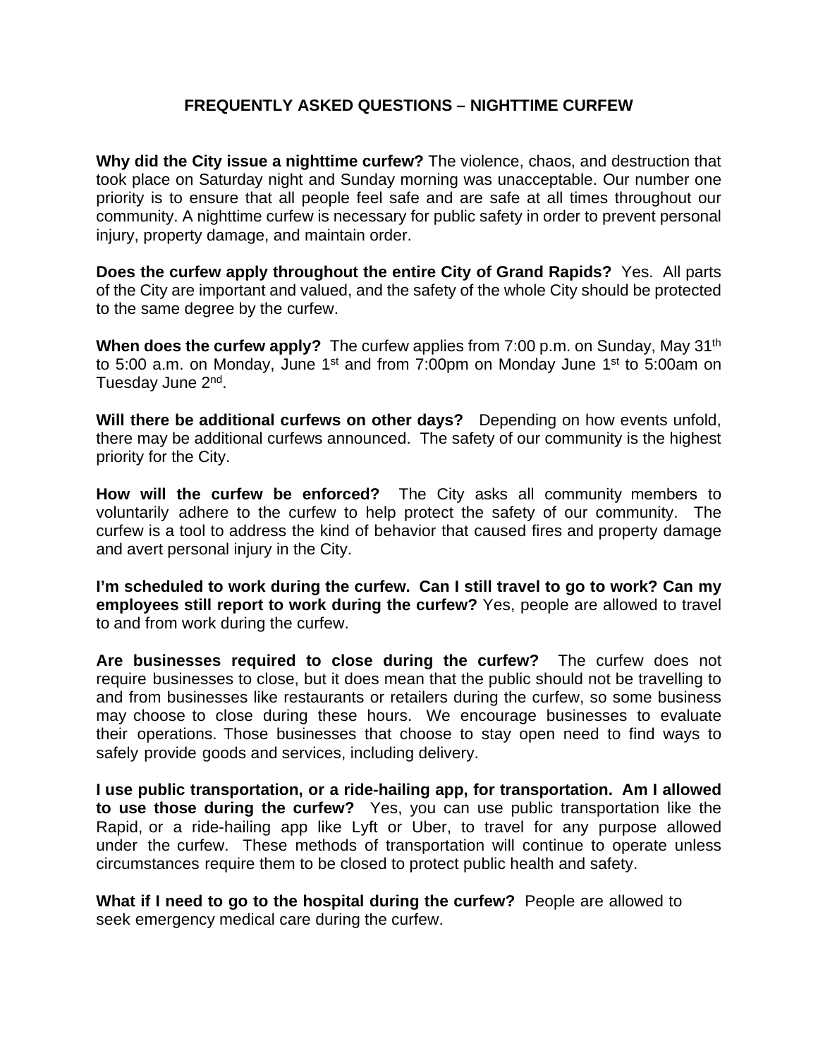## FREQUENTLY ASKED QUESTIONS – NIGHTTIME CURFEW

**Why did the City issue a nighttime curfew?** The violence, chaos, and destruction that took place on Saturday night and Sunday morning was unacceptable. Our number one priority is to ensure that all people feel safe and are safe at all times throughout our community. A nighttime curfew is necessary for public safety in order to prevent personal injury, property damage, and maintain order.

**Does the curfew apply throughout the entire City of Grand Rapids?** Yes. All parts of the City are important and valued, and the safety of the whole City should be protected to the same degree by the curfew.

**When does the curfew apply?** The curfew applies from 7:00 p.m. on Sunday, May 31st to 5:00 a.m. on Monday, June 1st and from 7:00pm on Monday June 1st to 5:00am on Tuesday June 2nd.

**Will there be additional curfews on other days?** Depending on how events unfold, there may be additional curfews announced. The safety of our community is the highest priority for the City.

**How will the curfew be enforced?** The City asks all community members to voluntarily adhere to the curfew to help protect the safety of our community. The curfew is a tool to address the kind of behavior that caused fires and property damage and avert personal injury in the City.

**I'm scheduled to work during the curfew. Can I still travel to go to work? Can my employees still report to work during the curfew?** Yes, people are allowed to travel to and from work during the curfew.

**Are businesses required to close during the curfew?** The curfew does not require businesses to close, but it does mean that the public should not be travelling to and from businesses like restaurants or retailers during the curfew, so some business may choose to close during these hours. We encourage businesses to evaluate their operations. Those businesses that choose to stay open need to find ways to safely provide goods and services, including delivery.

**I use public transportation, or a ride-hailing app, for transportation. Am I allowed to use those during the curfew?** Yes, you can use public transportation like the Rapid, or a ride-hailing app like Lyft or Uber, to travel for any purpose allowed under the curfew. These methods of transportation will continue to operate unless circumstances require them to be closed to protect public health and safety.

**What if I need to go to the hospital during the curfew?** People are allowed to seek emergency medical care during the curfew.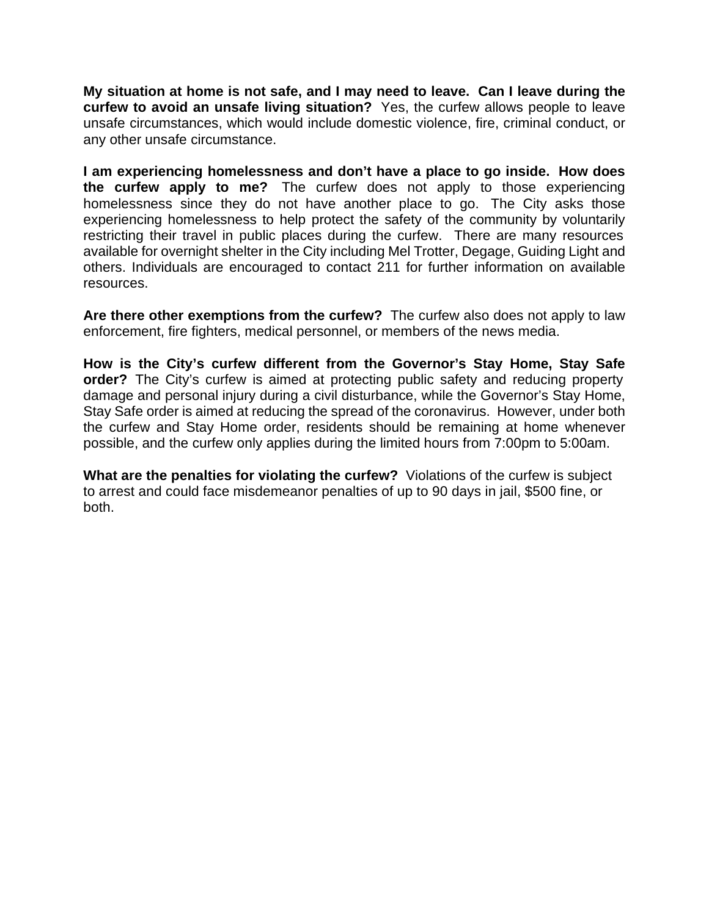**My situation at home is not safe, and I may need to leave. Can I leave during the curfew to avoid an unsafe living situation?** Yes, the curfew allows people to leave unsafe circumstances, which would include domestic violence, fire, criminal conduct, or any other unsafe circumstance.

**I am experiencing homelessness and don't have a place to go inside. How does the curfew apply to me?** The curfew does not apply to those experiencing homelessness since they do not have another place to go. The City asks those experiencing homelessness to help protect the safety of the community by voluntarily restricting their travel in public places during the curfew. There are many resources available for overnight shelter in the City including Mel Trotter, Degage, Guiding Light and others. Individuals are encouraged to contact 211 for further information on available resources.

**Are there other exemptions from the curfew?** The curfew also does not apply to law enforcement, fire fighters, medical personnel, or members of the news media.

**How is the City's curfew different from the Governor's Stay Home, Stay Safe order?** The City's curfew is aimed at protecting public safety and reducing property damage and personal injury during a civil disturbance, while the Governor's Stay Home, Stay Safe order is aimed at reducing the spread of the coronavirus. However, under both the curfew and Stay Home order, residents should be remaining at home whenever possible, and the curfew only applies during the limited hours from 7:00pm to 5:00am.

**What are the penalties for violating the curfew?** Violations of the curfew is subject to arrest and could face misdemeanor penalties of up to 90 days in jail, $500 fine, or both.